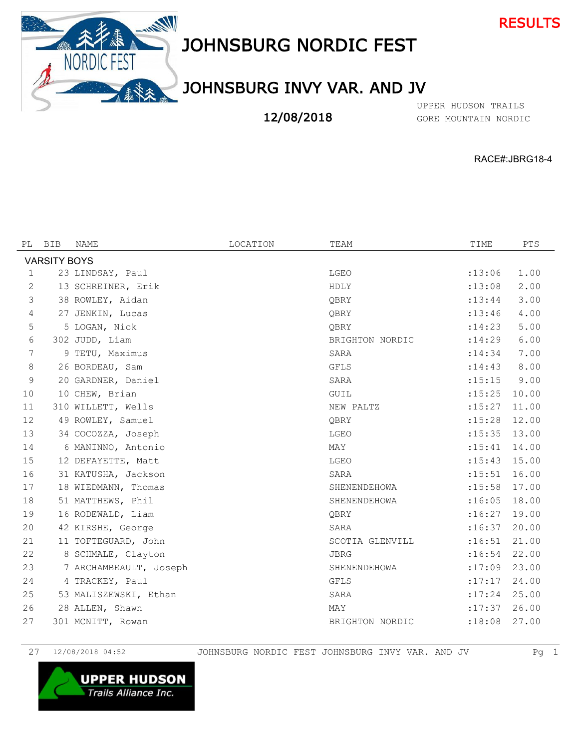RESULTS

# JOHNSBURG NORDIC FEST

## JOHNSBURG INVY VAR. AND JV

12/08/2018

UPPER HUDSON TRAILS
GORE MOUNTAIN NORDIC

RACE#:JBRG18-4

| PL | BIB | NAME | LOCATION | TEAM | TIME | PTS |
|---|---|---|---|---|---|---|
| **VARSITY BOYS** | | | | | | |
| 1 | 23 | LINDSAY, Paul | | LGEO | :13:06 | 1.00 |
| 2 | 13 | SCHREINER, Erik | | HDLY | :13:08 | 2.00 |
| 3 | 38 | ROWLEY, Aidan | | QBRY | :13:44 | 3.00 |
| 4 | 27 | JENKIN, Lucas | | QBRY | :13:46 | 4.00 |
| 5 | 5 | LOGAN, Nick | | QBRY | :14:23 | 5.00 |
| 6 | 302 | JUDD, Liam | | BRIGHTON NORDIC | :14:29 | 6.00 |
| 7 | 9 | TETU, Maximus | | SARA | :14:34 | 7.00 |
| 8 | 26 | BORDEAU, Sam | | GFLS | :14:43 | 8.00 |
| 9 | 20 | GARDNER, Daniel | | SARA | :15:15 | 9.00 |
| 10 | 10 | CHEW, Brian | | GUIL | :15:25 | 10.00 |
| 11 | 310 | WILLETT, Wells | | NEW PALTZ | :15:27 | 11.00 |
| 12 | 49 | ROWLEY, Samuel | | QBRY | :15:28 | 12.00 |
| 13 | 34 | COCOZZA, Joseph | | LGEO | :15:35 | 13.00 |
| 14 | 6 | MANINNO, Antonio | | MAY | :15:41 | 14.00 |
| 15 | 12 | DEFAYETTE, Matt | | LGEO | :15:43 | 15.00 |
| 16 | 31 | KATUSHA, Jackson | | SARA | :15:51 | 16.00 |
| 17 | 18 | WIEDMANN, Thomas | | SHENENDEHOWA | :15:58 | 17.00 |
| 18 | 51 | MATTHEWS, Phil | | SHENENDEHOWA | :16:05 | 18.00 |
| 19 | 16 | RODEWALD, Liam | | QBRY | :16:27 | 19.00 |
| 20 | 42 | KIRSHE, George | | SARA | :16:37 | 20.00 |
| 21 | 11 | TOFTEGUARD, John | | SCOTIA GLENVILL | :16:51 | 21.00 |
| 22 | 8 | SCHMALE, Clayton | | JBRG | :16:54 | 22.00 |
| 23 | 7 | ARCHAMBEAULT, Joseph | | SHENENDEHOWA | :17:09 | 23.00 |
| 24 | 4 | TRACKEY, Paul | | GFLS | :17:17 | 24.00 |
| 25 | 53 | MALISZEWSKI, Ethan | | SARA | :17:24 | 25.00 |
| 26 | 28 | ALLEN, Shawn | | MAY | :17:37 | 26.00 |
| 27 | 301 | MCNITT, Rowan | | BRIGHTON NORDIC | :18:08 | 27.00 |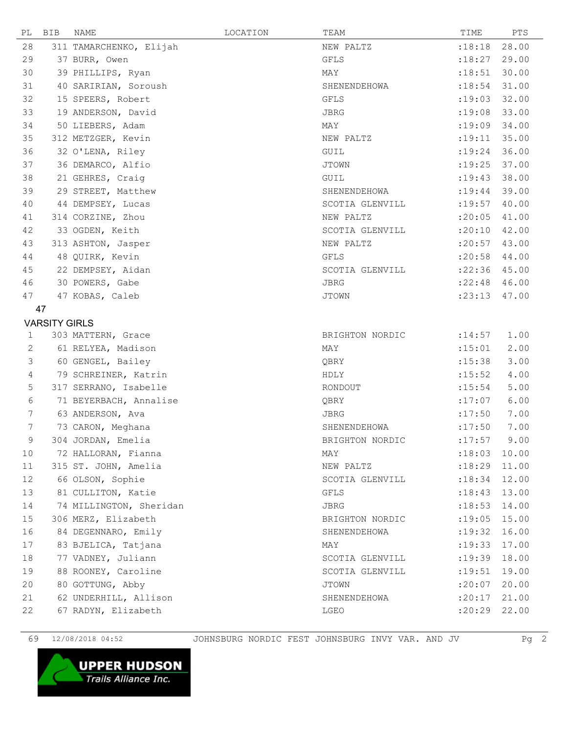| PL | BIB | NAME | LOCATION | TEAM | TIME | PTS |
|---|---|---|---|---|---|---|
| 28 | 311 | TAMARCHENKO, Elijah | | NEW PALTZ | :18:18 | 28.00 |
| 29 | 37 | BURR, Owen | | GFLS | :18:27 | 29.00 |
| 30 | 39 | PHILLIPS, Ryan | | MAY | :18:51 | 30.00 |
| 31 | 40 | SARIRIAN, Soroush | | SHENENDEHOWA | :18:54 | 31.00 |
| 32 | 15 | SPEERS, Robert | | GFLS | :19:03 | 32.00 |
| 33 | 19 | ANDERSON, David | | JBRG | :19:08 | 33.00 |
| 34 | 50 | LIEBERS, Adam | | MAY | :19:09 | 34.00 |
| 35 | 312 | METZGER, Kevin | | NEW PALTZ | :19:11 | 35.00 |
| 36 | 32 | O'LENA, Riley | | GUIL | :19:24 | 36.00 |
| 37 | 36 | DEMARCO, Alfio | | JTOWN | :19:25 | 37.00 |
| 38 | 21 | GEHRES, Craig | | GUIL | :19:43 | 38.00 |
| 39 | 29 | STREET, Matthew | | SHENENDEHOWA | :19:44 | 39.00 |
| 40 | 44 | DEMPSEY, Lucas | | SCOTIA GLENVILL | :19:57 | 40.00 |
| 41 | 314 | CORZINE, Zhou | | NEW PALTZ | :20:05 | 41.00 |
| 42 | 33 | OGDEN, Keith | | SCOTIA GLENVILL | :20:10 | 42.00 |
| 43 | 313 | ASHTON, Jasper | | NEW PALTZ | :20:57 | 43.00 |
| 44 | 48 | QUIRK, Kevin | | GFLS | :20:58 | 44.00 |
| 45 | 22 | DEMPSEY, Aidan | | SCOTIA GLENVILL | :22:36 | 45.00 |
| 46 | 30 | POWERS, Gabe | | JBRG | :22:48 | 46.00 |
| 47 | 47 | KOBAS, Caleb | | JTOWN | :23:13 | 47.00 |

47

VARSITY GIRLS

| PL | BIB | NAME | LOCATION | TEAM | TIME | PTS |
|---|---|---|---|---|---|---|
| 1 | 303 | MATTERN, Grace | | BRIGHTON NORDIC | :14:57 | 1.00 |
| 2 | 61 | RELYEA, Madison | | MAY | :15:01 | 2.00 |
| 3 | 60 | GENGEL, Bailey | | QBRY | :15:38 | 3.00 |
| 4 | 79 | SCHREINER, Katrin | | HDLY | :15:52 | 4.00 |
| 5 | 317 | SERRANO, Isabelle | | RONDOUT | :15:54 | 5.00 |
| 6 | 71 | BEYERBACH, Annalise | | QBRY | :17:07 | 6.00 |
| 7 | 63 | ANDERSON, Ava | | JBRG | :17:50 | 7.00 |
| 7 | 73 | CARON, Meghana | | SHENENDEHOWA | :17:50 | 7.00 |
| 9 | 304 | JORDAN, Emelia | | BRIGHTON NORDIC | :17:57 | 9.00 |
| 10 | 72 | HALLORAN, Fianna | | MAY | :18:03 | 10.00 |
| 11 | 315 | ST. JOHN, Amelia | | NEW PALTZ | :18:29 | 11.00 |
| 12 | 66 | OLSON, Sophie | | SCOTIA GLENVILL | :18:34 | 12.00 |
| 13 | 81 | CULLITON, Katie | | GFLS | :18:43 | 13.00 |
| 14 | 74 | MILLINGTON, Sheridan | | JBRG | :18:53 | 14.00 |
| 15 | 306 | MERZ, Elizabeth | | BRIGHTON NORDIC | :19:05 | 15.00 |
| 16 | 84 | DEGENNARO, Emily | | SHENENDEHOWA | :19:32 | 16.00 |
| 17 | 83 | BJELICA, Tatjana | | MAY | :19:33 | 17.00 |
| 18 | 77 | VADNEY, Juliann | | SCOTIA GLENVILL | :19:39 | 18.00 |
| 19 | 88 | ROONEY, Caroline | | SCOTIA GLENVILL | :19:51 | 19.00 |
| 20 | 80 | GOTTUNG, Abby | | JTOWN | :20:07 | 20.00 |
| 21 | 62 | UNDERHILL, Allison | | SHENENDEHOWA | :20:17 | 21.00 |
| 22 | 67 | RADYN, Elizabeth | | LGEO | :20:29 | 22.00 |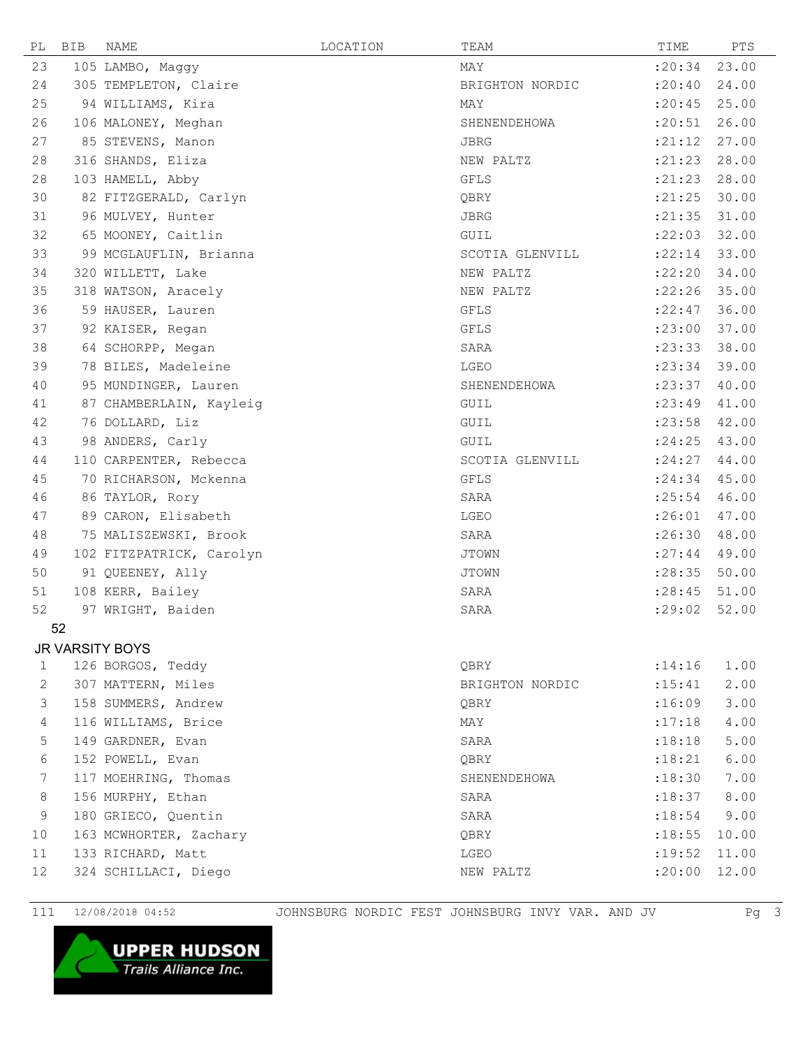| PL | BIB | NAME | LOCATION | TEAM | TIME | PTS |
|---|---|---|---|---|---|---|
| 23 | 105 | LAMBO, Maggy | | MAY | :20:34 | 23.00 |
| 24 | 305 | TEMPLETON, Claire | | BRIGHTON NORDIC | :20:40 | 24.00 |
| 25 | 94 | WILLIAMS, Kira | | MAY | :20:45 | 25.00 |
| 26 | 106 | MALONEY, Meghan | | SHENENDEHOWA | :20:51 | 26.00 |
| 27 | 85 | STEVENS, Manon | | JBRG | :21:12 | 27.00 |
| 28 | 316 | SHANDS, Eliza | | NEW PALTZ | :21:23 | 28.00 |
| 28 | 103 | HAMELL, Abby | | GFLS | :21:23 | 28.00 |
| 30 | 82 | FITZGERALD, Carlyn | | QBRY | :21:25 | 30.00 |
| 31 | 96 | MULVEY, Hunter | | JBRG | :21:35 | 31.00 |
| 32 | 65 | MOONEY, Caitlin | | GUIL | :22:03 | 32.00 |
| 33 | 99 | MCGLAUFLIN, Brianna | | SCOTIA GLENVILL | :22:14 | 33.00 |
| 34 | 320 | WILLETT, Lake | | NEW PALTZ | :22:20 | 34.00 |
| 35 | 318 | WATSON, Aracely | | NEW PALTZ | :22:26 | 35.00 |
| 36 | 59 | HAUSER, Lauren | | GFLS | :22:47 | 36.00 |
| 37 | 92 | KAISER, Regan | | GFLS | :23:00 | 37.00 |
| 38 | 64 | SCHORPP, Megan | | SARA | :23:33 | 38.00 |
| 39 | 78 | BILES, Madeleine | | LGEO | :23:34 | 39.00 |
| 40 | 95 | MUNDINGER, Lauren | | SHENENDEHOWA | :23:37 | 40.00 |
| 41 | 87 | CHAMBERLAIN, Kayleig | | GUIL | :23:49 | 41.00 |
| 42 | 76 | DOLLARD, Liz | | GUIL | :23:58 | 42.00 |
| 43 | 98 | ANDERS, Carly | | GUIL | :24:25 | 43.00 |
| 44 | 110 | CARPENTER, Rebecca | | SCOTIA GLENVILL | :24:27 | 44.00 |
| 45 | 70 | RICHARSON, Mckenna | | GFLS | :24:34 | 45.00 |
| 46 | 86 | TAYLOR, Rory | | SARA | :25:54 | 46.00 |
| 47 | 89 | CARON, Elisabeth | | LGEO | :26:01 | 47.00 |
| 48 | 75 | MALISZEWSKI, Brook | | SARA | :26:30 | 48.00 |
| 49 | 102 | FITZPATRICK, Carolyn | | JTOWN | :27:44 | 49.00 |
| 50 | 91 | QUEENEY, Ally | | JTOWN | :28:35 | 50.00 |
| 51 | 108 | KERR, Bailey | | SARA | :28:45 | 51.00 |
| 52 | 97 | WRIGHT, Baiden | | SARA | :29:02 | 52.00 |

52

## JR VARSITY BOYS

| PL | BIB | NAME | LOCATION | TEAM | TIME | PTS |
|---|---|---|---|---|---|---|
| 1 | 126 | BORGOS, Teddy | | QBRY | :14:16 | 1.00 |
| 2 | 307 | MATTERN, Miles | | BRIGHTON NORDIC | :15:41 | 2.00 |
| 3 | 158 | SUMMERS, Andrew | | QBRY | :16:09 | 3.00 |
| 4 | 116 | WILLIAMS, Brice | | MAY | :17:18 | 4.00 |
| 5 | 149 | GARDNER, Evan | | SARA | :18:18 | 5.00 |
| 6 | 152 | POWELL, Evan | | QBRY | :18:21 | 6.00 |
| 7 | 117 | MOEHRING, Thomas | | SHENENDEHOWA | :18:30 | 7.00 |
| 8 | 156 | MURPHY, Ethan | | SARA | :18:37 | 8.00 |
| 9 | 180 | GRIECO, Quentin | | SARA | :18:54 | 9.00 |
| 10 | 163 | MCWHORTER, Zachary | | QBRY | :18:55 | 10.00 |
| 11 | 133 | RICHARD, Matt | | LGEO | :19:52 | 11.00 |
| 12 | 324 | SCHILLACI, Diego | | NEW PALTZ | :20:00 | 12.00 |

111 12/08/2018 04:52 JOHNSBURG NORDIC FEST JOHNSBURG INVY VAR. AND JV

UPPER HUDSON Trails Alliance Inc.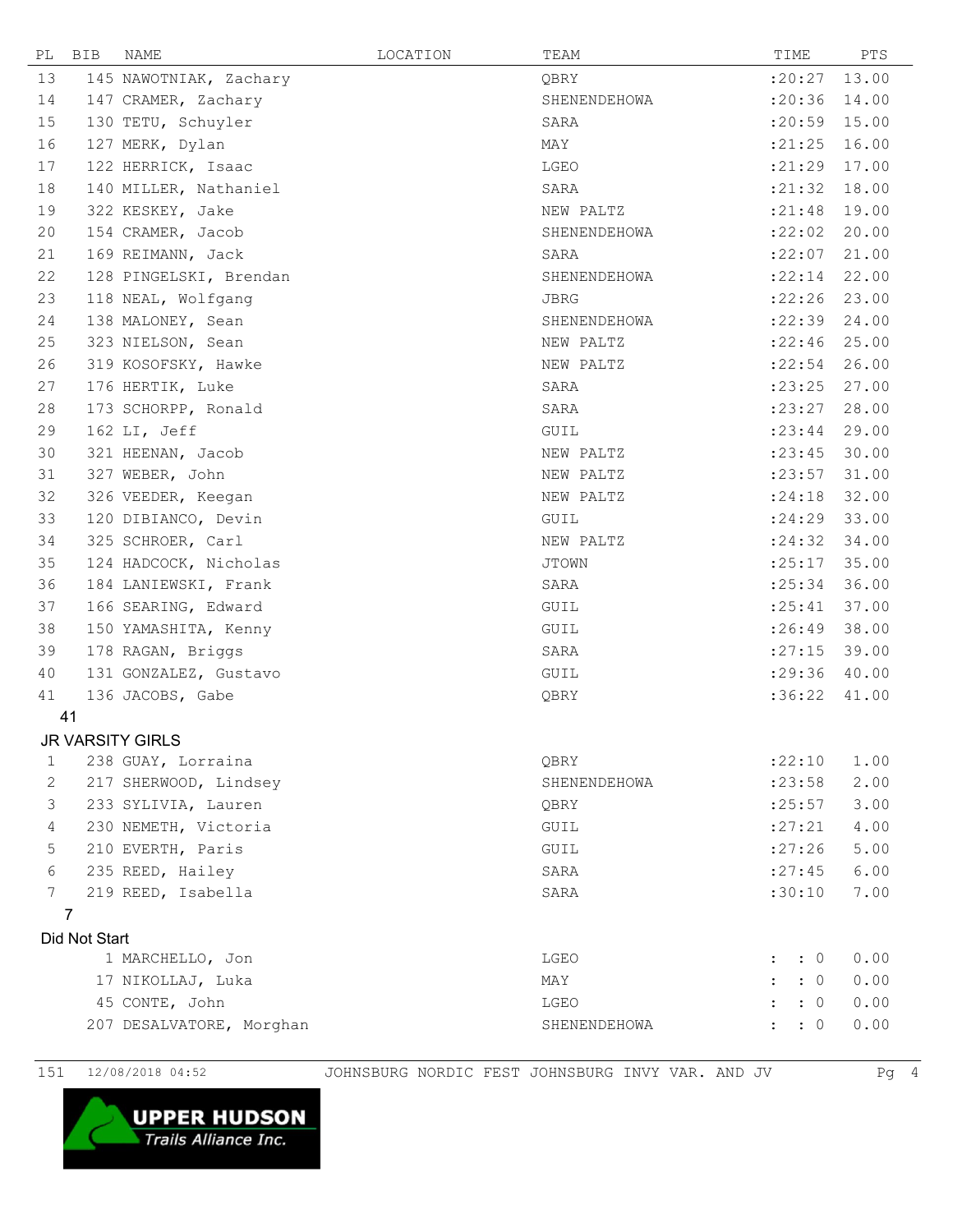| PL | BIB | NAME | LOCATION | TEAM | TIME | PTS |
|---|---|---|---|---|---|---|
| 13 | 145 | NAWOTNIAK, Zachary | | QBRY | :20:27 | 13.00 |
| 14 | 147 | CRAMER, Zachary | | SHENENDEHOWA | :20:36 | 14.00 |
| 15 | 130 | TETU, Schuyler | | SARA | :20:59 | 15.00 |
| 16 | 127 | MERK, Dylan | | MAY | :21:25 | 16.00 |
| 17 | 122 | HERRICK, Isaac | | LGEO | :21:29 | 17.00 |
| 18 | 140 | MILLER, Nathaniel | | SARA | :21:32 | 18.00 |
| 19 | 322 | KESKEY, Jake | | NEW PALTZ | :21:48 | 19.00 |
| 20 | 154 | CRAMER, Jacob | | SHENENDEHOWA | :22:02 | 20.00 |
| 21 | 169 | REIMANN, Jack | | SARA | :22:07 | 21.00 |
| 22 | 128 | PINGELSKI, Brendan | | SHENENDEHOWA | :22:14 | 22.00 |
| 23 | 118 | NEAL, Wolfgang | | JBRG | :22:26 | 23.00 |
| 24 | 138 | MALONEY, Sean | | SHENENDEHOWA | :22:39 | 24.00 |
| 25 | 323 | NIELSON, Sean | | NEW PALTZ | :22:46 | 25.00 |
| 26 | 319 | KOSOFSKY, Hawke | | NEW PALTZ | :22:54 | 26.00 |
| 27 | 176 | HERTIK, Luke | | SARA | :23:25 | 27.00 |
| 28 | 173 | SCHORPP, Ronald | | SARA | :23:27 | 28.00 |
| 29 | 162 | LI, Jeff | | GUIL | :23:44 | 29.00 |
| 30 | 321 | HEENAN, Jacob | | NEW PALTZ | :23:45 | 30.00 |
| 31 | 327 | WEBER, John | | NEW PALTZ | :23:57 | 31.00 |
| 32 | 326 | VEEDER, Keegan | | NEW PALTZ | :24:18 | 32.00 |
| 33 | 120 | DIBIANCO, Devin | | GUIL | :24:29 | 33.00 |
| 34 | 325 | SCHROER, Carl | | NEW PALTZ | :24:32 | 34.00 |
| 35 | 124 | HADCOCK, Nicholas | | JTOWN | :25:17 | 35.00 |
| 36 | 184 | LANIEWSKI, Frank | | SARA | :25:34 | 36.00 |
| 37 | 166 | SEARING, Edward | | GUIL | :25:41 | 37.00 |
| 38 | 150 | YAMASHITA, Kenny | | GUIL | :26:49 | 38.00 |
| 39 | 178 | RAGAN, Briggs | | SARA | :27:15 | 39.00 |
| 40 | 131 | GONZALEZ, Gustavo | | GUIL | :29:36 | 40.00 |
| 41 | 136 | JACOBS, Gabe | | QBRY | :36:22 | 41.00 |

41

## JR VARSITY GIRLS

| PL | BIB | NAME | LOCATION | TEAM | TIME | PTS |
|---|---|---|---|---|---|---|
| 1 | 238 | GUAY, Lorraina | | QBRY | :22:10 | 1.00 |
| 2 | 217 | SHERWOOD, Lindsey | | SHENENDEHOWA | :23:58 | 2.00 |
| 3 | 233 | SYLIVIA, Lauren | | QBRY | :25:57 | 3.00 |
| 4 | 230 | NEMETH, Victoria | | GUIL | :27:21 | 4.00 |
| 5 | 210 | EVERTH, Paris | | GUIL | :27:26 | 5.00 |
| 6 | 235 | REED, Hailey | | SARA | :27:45 | 6.00 |
| 7 | 219 | REED, Isabella | | SARA | :30:10 | 7.00 |

7

## Did Not Start

| PL | BIB | NAME | LOCATION | TEAM | TIME | PTS |
|---|---|---|---|---|---|---|
| | 1 | MARCHELLO, Jon | | LGEO | : : 0 | 0.00 |
| | 17 | NIKOLLAJ, Luka | | MAY | : : 0 | 0.00 |
| | 45 | CONTE, John | | LGEO | : : 0 | 0.00 |
| | 207 | DESALVATORE, Morghan | | SHENENDEHOWA | : : 0 | 0.00 |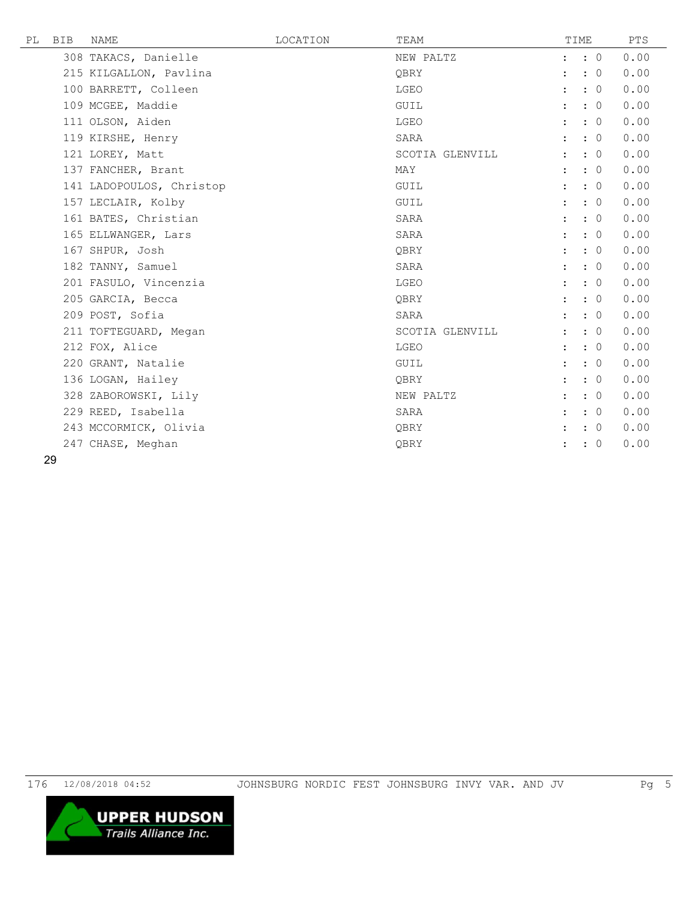| PL | BIB | NAME | LOCATION | TEAM | TIME | PTS |
|---|---|---|---|---|---|---|
| | 308 | TAKACS, Danielle | | NEW PALTZ | : : 0 | 0.00 |
| | 215 | KILGALLON, Pavlina | | QBRY | : : 0 | 0.00 |
| | 100 | BARRETT, Colleen | | LGEO | : : 0 | 0.00 |
| | 109 | MCGEE, Maddie | | GUIL | : : 0 | 0.00 |
| | 111 | OLSON, Aiden | | LGEO | : : 0 | 0.00 |
| | 119 | KIRSHE, Henry | | SARA | : : 0 | 0.00 |
| | 121 | LOREY, Matt | | SCOTIA GLENVILL | : : 0 | 0.00 |
| | 137 | FANCHER, Brant | | MAY | : : 0 | 0.00 |
| | 141 | LADOPOULOS, Christop | | GUIL | : : 0 | 0.00 |
| | 157 | LECLAIR, Kolby | | GUIL | : : 0 | 0.00 |
| | 161 | BATES, Christian | | SARA | : : 0 | 0.00 |
| | 165 | ELLWANGER, Lars | | SARA | : : 0 | 0.00 |
| | 167 | SHPUR, Josh | | QBRY | : : 0 | 0.00 |
| | 182 | TANNY, Samuel | | SARA | : : 0 | 0.00 |
| | 201 | FASULO, Vincenzia | | LGEO | : : 0 | 0.00 |
| | 205 | GARCIA, Becca | | QBRY | : : 0 | 0.00 |
| | 209 | POST, Sofia | | SARA | : : 0 | 0.00 |
| | 211 | TOFTEGUARD, Megan | | SCOTIA GLENVILL | : : 0 | 0.00 |
| | 212 | FOX, Alice | | LGEO | : : 0 | 0.00 |
| | 220 | GRANT, Natalie | | GUIL | : : 0 | 0.00 |
| | 136 | LOGAN, Hailey | | QBRY | : : 0 | 0.00 |
| | 328 | ZABOROWSKI, Lily | | NEW PALTZ | : : 0 | 0.00 |
| | 229 | REED, Isabella | | SARA | : : 0 | 0.00 |
| | 243 | MCCORMICK, Olivia | | QBRY | : : 0 | 0.00 |
| | 247 | CHASE, Meghan | | QBRY | : : 0 | 0.00 |

29

176 12/08/2018 04:52 JOHNSBURG NORDIC FEST JOHNSBURG INVY VAR. AND JV

UPPER HUDSON Trails Alliance Inc.